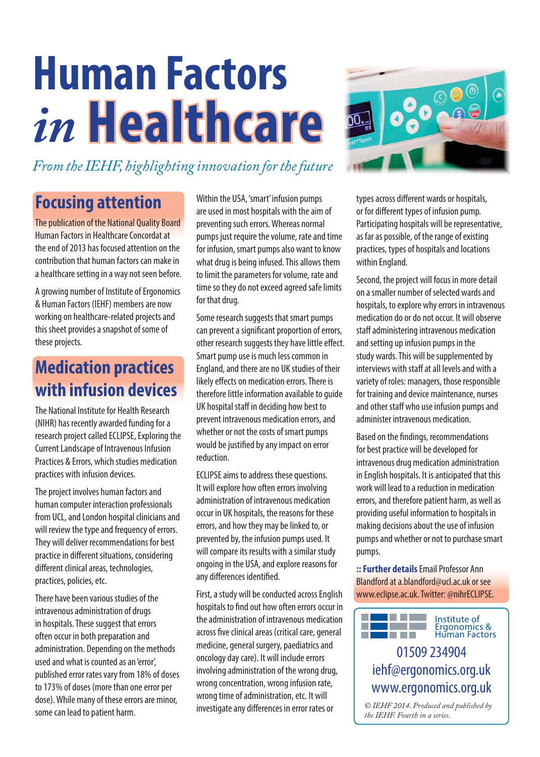# Human Factors *in* Healthcare

*From the IEHF, highlighting innovation for the future*

## Focusing attention

The publication of the National Quality Board Human Factors in Healthcare Concordat at the end of 2013 has focused attention on the contribution that human factors can make in a healthcare setting in a way not seen before.

A growing number of Institute of Ergonomics & Human Factors (IEHF) members are now working on healthcare-related projects and this sheet provides a snapshot of some of these projects.

## Medication practices with infusion devices

The National Institute for Health Research (NIHR) has recently awarded funding for a research project called ECLIPSE, Exploring the Current Landscape of Intravenous Infusion Practices & Errors, which studies medication practices with infusion devices.

The project involves human factors and human computer interaction professionals from UCL, and London hospital clinicians and will review the type and frequency of errors. They will deliver recommendations for best practice in different situations, considering different clinical areas, technologies, practices, policies, etc.

There have been various studies of the intravenous administration of drugs in hospitals. These suggest that errors often occur in both preparation and administration. Depending on the methods used and what is counted as an 'error', published error rates vary from 18% of doses to 173% of doses (more than one error per dose). While many of these errors are minor, some can lead to patient harm.

Within the USA, 'smart' infusion pumps are used in most hospitals with the aim of preventing such errors. Whereas normal pumps just require the volume, rate and time for infusion, smart pumps also want to know what drug is being infused. This allows them to limit the parameters for volume, rate and time so they do not exceed agreed safe limits for that drug.

Some research suggests that smart pumps can prevent a significant proportion of errors, other research suggests they have little effect. Smart pump use is much less common in England, and there are no UK studies of their likely effects on medication errors. There is therefore little information available to guide UK hospital staff in deciding how best to prevent intravenous medication errors, and whether or not the costs of smart pumps would be justified by any impact on error reduction.

ECLIPSE aims to address these questions. It will explore how often errors involving administration of intravenous medication occur in UK hospitals, the reasons for these errors, and how they may be linked to, or prevented by, the infusion pumps used. It will compare its results with a similar study ongoing in the USA, and explore reasons for any differences identified.

First, a study will be conducted across English hospitals to find out how often errors occur in the administration of intravenous medication across five clinical areas (critical care, general medicine, general surgery, paediatrics and oncology day care). It will include errors involving administration of the wrong drug, wrong concentration, wrong infusion rate, wrong time of administration, etc. It will investigate any differences in error rates or types across different wards or hospitals, or for different types of infusion pump. Participating hospitals will be representative, as far as possible, of the range of existing practices, types of hospitals and locations within England.

Second, the project will focus in more detail on a smaller number of selected wards and hospitals, to explore why errors in intravenous medication do or do not occur. It will observe staff administering intravenous medication and setting up infusion pumps in the study wards. This will be supplemented by interviews with staff at all levels and with a variety of roles: managers, those responsible for training and device maintenance, nurses and other staff who use infusion pumps and administer intravenous medication.

Based on the findings, recommendations for best practice will be developed for intravenous drug medication administration in English hospitals. It is anticipated that this work will lead to a reduction in medication errors, and therefore patient harm, as well as providing useful information to hospitals in making decisions about the use of infusion pumps and whether or not to purchase smart pumps.

**:: Further details** Email Professor Ann Blandford at a.blandford@ucl.ac.uk or see www.eclipse.ac.uk. Twitter: @nihrECLIPSE.

Institute of Ergonomics & Human Factors

01509 234904
iehf@ergonomics.org.uk
www.ergonomics.org.uk

*© IEHF 2014. Produced and published by the IEHF. Fourth in a series.*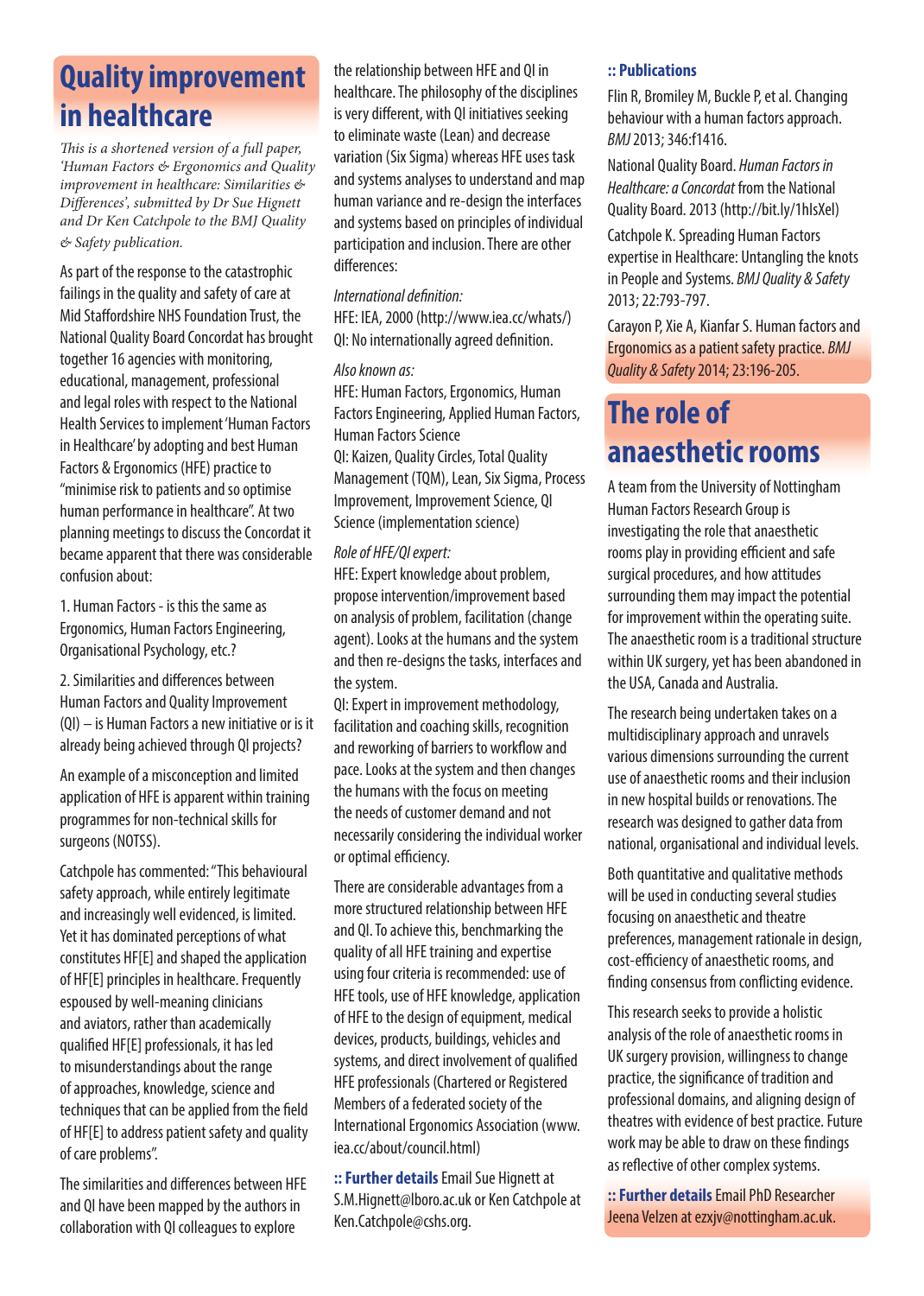# Quality improvement in healthcare

*This is a shortened version of a full paper, 'Human Factors & Ergonomics and Quality improvement in healthcare: Similarities & Differences', submitted by Dr Sue Hignett and Dr Ken Catchpole to the BMJ Quality & Safety publication.*

As part of the response to the catastrophic failings in the quality and safety of care at Mid Staffordshire NHS Foundation Trust, the National Quality Board Concordat has brought together 16 agencies with monitoring, educational, management, professional and legal roles with respect to the National Health Services to implement 'Human Factors in Healthcare' by adopting and best Human Factors & Ergonomics (HFE) practice to "minimise risk to patients and so optimise human performance in healthcare". At two planning meetings to discuss the Concordat it became apparent that there was considerable confusion about:

1. Human Factors - is this the same as Ergonomics, Human Factors Engineering, Organisational Psychology, etc.?

2. Similarities and differences between Human Factors and Quality Improvement (QI) – is Human Factors a new initiative or is it already being achieved through QI projects?

An example of a misconception and limited application of HFE is apparent within training programmes for non-technical skills for surgeons (NOTSS).

Catchpole has commented: "This behavioural safety approach, while entirely legitimate and increasingly well evidenced, is limited. Yet it has dominated perceptions of what constitutes HF[E] and shaped the application of HF[E] principles in healthcare. Frequently espoused by well-meaning clinicians and aviators, rather than academically qualified HF[E] professionals, it has led to misunderstandings about the range of approaches, knowledge, science and techniques that can be applied from the field of HF[E] to address patient safety and quality of care problems".

The similarities and differences between HFE and QI have been mapped by the authors in collaboration with QI colleagues to explore the relationship between HFE and QI in healthcare. The philosophy of the disciplines is very different, with QI initiatives seeking to eliminate waste (Lean) and decrease variation (Six Sigma) whereas HFE uses task and systems analyses to understand and map human variance and re-design the interfaces and systems based on principles of individual participation and inclusion. There are other differences:

*International definition:*
HFE: IEA, 2000 (http://www.iea.cc/whats/)
QI: No internationally agreed definition.

*Also known as:*
HFE: Human Factors, Ergonomics, Human Factors Engineering, Applied Human Factors, Human Factors Science
QI: Kaizen, Quality Circles, Total Quality Management (TQM), Lean, Six Sigma, Process Improvement, Improvement Science, QI Science (implementation science)

*Role of HFE/QI expert:*
HFE: Expert knowledge about problem, propose intervention/improvement based on analysis of problem, facilitation (change agent). Looks at the humans and the system and then re-designs the tasks, interfaces and the system.
QI: Expert in improvement methodology, facilitation and coaching skills, recognition and reworking of barriers to workflow and pace. Looks at the system and then changes the humans with the focus on meeting the needs of customer demand and not necessarily considering the individual worker or optimal efficiency.

There are considerable advantages from a more structured relationship between HFE and QI. To achieve this, benchmarking the quality of all HFE training and expertise using four criteria is recommended: use of HFE tools, use of HFE knowledge, application of HFE to the design of equipment, medical devices, products, buildings, vehicles and systems, and direct involvement of qualified HFE professionals (Chartered or Registered Members of a federated society of the International Ergonomics Association (www.iea.cc/about/council.html)

**:: Further details** Email Sue Hignett at S.M.Hignett@lboro.ac.uk or Ken Catchpole at Ken.Catchpole@cshs.org.

**:: Publications**

Flin R, Bromiley M, Buckle P, et al. Changing behaviour with a human factors approach. *BMJ* 2013; 346:f1416.

National Quality Board. *Human Factors in Healthcare: a Concordat* from the National Quality Board. 2013 (http://bit.ly/1hIsXel)

Catchpole K. Spreading Human Factors expertise in Healthcare: Untangling the knots in People and Systems. *BMJ Quality & Safety* 2013; 22:793-797.

Carayon P, Xie A, Kianfar S. Human factors and Ergonomics as a patient safety practice. *BMJ Quality & Safety* 2014; 23:196-205.

# The role of anaesthetic rooms

A team from the University of Nottingham Human Factors Research Group is investigating the role that anaesthetic rooms play in providing efficient and safe surgical procedures, and how attitudes surrounding them may impact the potential for improvement within the operating suite. The anaesthetic room is a traditional structure within UK surgery, yet has been abandoned in the USA, Canada and Australia.

The research being undertaken takes on a multidisciplinary approach and unravels various dimensions surrounding the current use of anaesthetic rooms and their inclusion in new hospital builds or renovations. The research was designed to gather data from national, organisational and individual levels.

Both quantitative and qualitative methods will be used in conducting several studies focusing on anaesthetic and theatre preferences, management rationale in design, cost-efficiency of anaesthetic rooms, and finding consensus from conflicting evidence.

This research seeks to provide a holistic analysis of the role of anaesthetic rooms in UK surgery provision, willingness to change practice, the significance of tradition and professional domains, and aligning design of theatres with evidence of best practice. Future work may be able to draw on these findings as reflective of other complex systems.

**:: Further details** Email PhD Researcher Jeena Velzen at ezxjv@nottingham.ac.uk.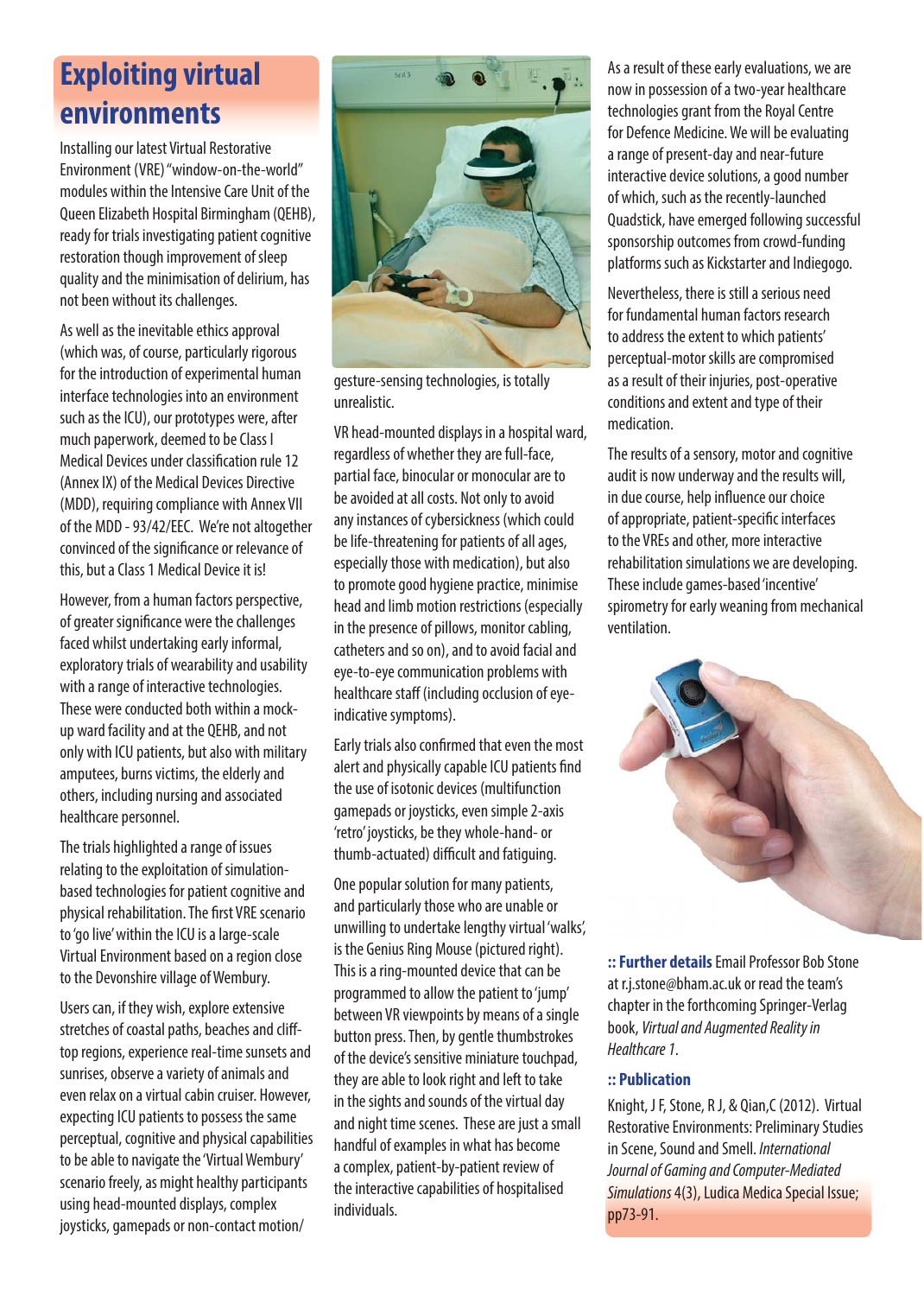## Exploiting virtual environments

Installing our latest Virtual Restorative Environment (VRE) "window-on-the-world" modules within the Intensive Care Unit of the Queen Elizabeth Hospital Birmingham (QEHB), ready for trials investigating patient cognitive restoration though improvement of sleep quality and the minimisation of delirium, has not been without its challenges.

As well as the inevitable ethics approval (which was, of course, particularly rigorous for the introduction of experimental human interface technologies into an environment such as the ICU), our prototypes were, after much paperwork, deemed to be Class I Medical Devices under classification rule 12 (Annex IX) of the Medical Devices Directive (MDD), requiring compliance with Annex VII of the MDD - 93/42/EEC. We're not altogether convinced of the significance or relevance of this, but a Class 1 Medical Device it is!

However, from a human factors perspective, of greater significance were the challenges faced whilst undertaking early informal, exploratory trials of wearability and usability with a range of interactive technologies. These were conducted both within a mock-up ward facility and at the QEHB, and not only with ICU patients, but also with military amputees, burns victims, the elderly and others, including nursing and associated healthcare personnel.

The trials highlighted a range of issues relating to the exploitation of simulation-based technologies for patient cognitive and physical rehabilitation. The first VRE scenario to 'go live' within the ICU is a large-scale Virtual Environment based on a region close to the Devonshire village of Wembury.

Users can, if they wish, explore extensive stretches of coastal paths, beaches and cliff-top regions, experience real-time sunsets and sunrises, observe a variety of animals and even relax on a virtual cabin cruiser. However, expecting ICU patients to possess the same perceptual, cognitive and physical capabilities to be able to navigate the 'Virtual Wembury' scenario freely, as might healthy participants using head-mounted displays, complex joysticks, gamepads or non-contact motion/gesture-sensing technologies, is totally unrealistic.

VR head-mounted displays in a hospital ward, regardless of whether they are full-face, partial face, binocular or monocular are to be avoided at all costs. Not only to avoid any instances of cybersickness (which could be life-threatening for patients of all ages, especially those with medication), but also to promote good hygiene practice, minimise head and limb motion restrictions (especially in the presence of pillows, monitor cabling, catheters and so on), and to avoid facial and eye-to-eye communication problems with healthcare staff (including occlusion of eye-indicative symptoms).

Early trials also confirmed that even the most alert and physically capable ICU patients find the use of isotonic devices (multifunction gamepads or joysticks, even simple 2-axis 'retro' joysticks, be they whole-hand- or thumb-actuated) difficult and fatiguing.

One popular solution for many patients, and particularly those who are unable or unwilling to undertake lengthy virtual 'walks', is the Genius Ring Mouse (pictured right). This is a ring-mounted device that can be programmed to allow the patient to 'jump' between VR viewpoints by means of a single button press. Then, by gentle thumbstrokes of the device's sensitive miniature touchpad, they are able to look right and left to take in the sights and sounds of the virtual day and night time scenes. These are just a small handful of examples in what has become a complex, patient-by-patient review of the interactive capabilities of hospitalised individuals.

As a result of these early evaluations, we are now in possession of a two-year healthcare technologies grant from the Royal Centre for Defence Medicine. We will be evaluating a range of present-day and near-future interactive device solutions, a good number of which, such as the recently-launched Quadstick, have emerged following successful sponsorship outcomes from crowd-funding platforms such as Kickstarter and Indiegogo.

Nevertheless, there is still a serious need for fundamental human factors research to address the extent to which patients' perceptual-motor skills are compromised as a result of their injuries, post-operative conditions and extent and type of their medication.

The results of a sensory, motor and cognitive audit is now underway and the results will, in due course, help influence our choice of appropriate, patient-specific interfaces to the VREs and other, more interactive rehabilitation simulations we are developing. These include games-based 'incentive' spirometry for early weaning from mechanical ventilation.

**:: Further details** Email Professor Bob Stone at r.j.stone@bham.ac.uk or read the team's chapter in the forthcoming Springer-Verlag book, *Virtual and Augmented Reality in Healthcare 1*.

**:: Publication**

Knight, J F, Stone, R J, & Qian,C (2012). Virtual Restorative Environments: Preliminary Studies in Scene, Sound and Smell. *International Journal of Gaming and Computer-Mediated Simulations* 4(3), Ludica Medica Special Issue; pp73-91.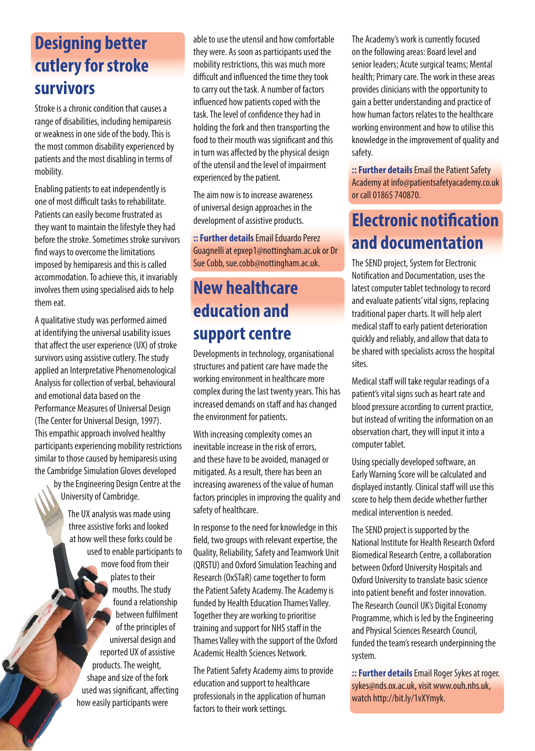## Designing better cutlery for stroke survivors

Stroke is a chronic condition that causes a range of disabilities, including hemiparesis or weakness in one side of the body. This is the most common disability experienced by patients and the most disabling in terms of mobility.

Enabling patients to eat independently is one of most difficult tasks to rehabilitate. Patients can easily become frustrated as they want to maintain the lifestyle they had before the stroke. Sometimes stroke survivors find ways to overcome the limitations imposed by hemiparesis and this is called accommodation. To achieve this, it invariably involves them using specialised aids to help them eat.

A qualitative study was performed aimed at identifying the universal usability issues that affect the user experience (UX) of stroke survivors using assistive cutlery. The study applied an Interpretative Phenomenological Analysis for collection of verbal, behavioural and emotional data based on the Performance Measures of Universal Design (The Center for Universal Design, 1997). This empathic approach involved healthy participants experiencing mobility restrictions similar to those caused by hemiparesis using the Cambridge Simulation Gloves developed by the Engineering Design Centre at the University of Cambridge.

The UX analysis was made using three assistive forks and looked at how well these forks could be used to enable participants to move food from their plates to their mouths. The study found a relationship between fulfilment of the principles of universal design and reported UX of assistive products. The weight, shape and size of the fork used was significant, affecting how easily participants were able to use the utensil and how comfortable they were. As soon as participants used the mobility restrictions, this was much more difficult and influenced the time they took to carry out the task. A number of factors influenced how patients coped with the task. The level of confidence they had in holding the fork and then transporting the food to their mouth was significant and this in turn was affected by the physical design of the utensil and the level of impairment experienced by the patient.

The aim now is to increase awareness of universal design approaches in the development of assistive products.

**:: Further details** Email Eduardo Perez Guagnelli at epxep1@nottingham.ac.uk or Dr Sue Cobb, sue.cobb@nottingham.ac.uk.

## New healthcare education and support centre

Developments in technology, organisational structures and patient care have made the working environment in healthcare more complex during the last twenty years. This has increased demands on staff and has changed the environment for patients.

With increasing complexity comes an inevitable increase in the risk of errors, and these have to be avoided, managed or mitigated. As a result, there has been an increasing awareness of the value of human factors principles in improving the quality and safety of healthcare.

In response to the need for knowledge in this field, two groups with relevant expertise, the Quality, Reliability, Safety and Teamwork Unit (QRSTU) and Oxford Simulation Teaching and Research (OxSTaR) came together to form the Patient Safety Academy. The Academy is funded by Health Education Thames Valley. Together they are working to prioritise training and support for NHS staff in the Thames Valley with the support of the Oxford Academic Health Sciences Network.

The Patient Safety Academy aims to provide education and support to healthcare professionals in the application of human factors to their work settings.

The Academy's work is currently focused on the following areas: Board level and senior leaders; Acute surgical teams; Mental health; Primary care. The work in these areas provides clinicians with the opportunity to gain a better understanding and practice of how human factors relates to the healthcare working environment and how to utilise this knowledge in the improvement of quality and safety.

**:: Further details** Email the Patient Safety Academy at info@patientsafetyacademy.co.uk or call 01865 740870.

## Electronic notification and documentation

The SEND project, System for Electronic Notification and Documentation, uses the latest computer tablet technology to record and evaluate patients' vital signs, replacing traditional paper charts. It will help alert medical staff to early patient deterioration quickly and reliably, and allow that data to be shared with specialists across the hospital sites.

Medical staff will take regular readings of a patient's vital signs such as heart rate and blood pressure according to current practice, but instead of writing the information on an observation chart, they will input it into a computer tablet.

Using specially developed software, an Early Warning Score will be calculated and displayed instantly. Clinical staff will use this score to help them decide whether further medical intervention is needed.

The SEND project is supported by the National Institute for Health Research Oxford Biomedical Research Centre, a collaboration between Oxford University Hospitals and Oxford University to translate basic science into patient benefit and foster innovation. The Research Council UK's Digital Economy Programme, which is led by the Engineering and Physical Sciences Research Council, funded the team's research underpinning the system.

**:: Further details** Email Roger Sykes at roger.sykes@nds.ox.ac.uk, visit www.ouh.nhs.uk, watch http://bit.ly/1vXYmyk.